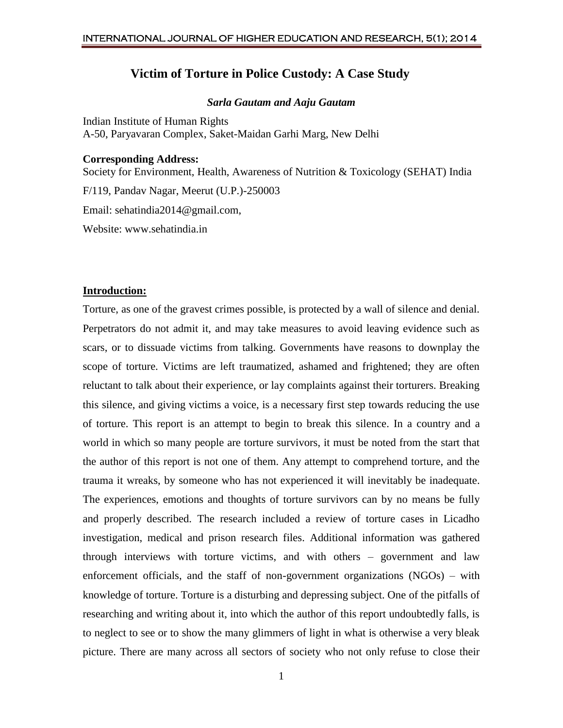# Victim of Torture in Police Custody: A Case Study

***Sarla Gautam and Aaju Gautam***

Indian Institute of Human Rights
A-50, Paryavaran Complex, Saket-Maidan Garhi Marg, New Delhi

**Corresponding Address:**
Society for Environment, Health, Awareness of Nutrition & Toxicology (SEHAT) India
F/119, Pandav Nagar, Meerut (U.P.)-250003
Email: sehatindia2014@gmail.com,
Website: www.sehatindia.in

## Introduction:

Torture, as one of the gravest crimes possible, is protected by a wall of silence and denial. Perpetrators do not admit it, and may take measures to avoid leaving evidence such as scars, or to dissuade victims from talking. Governments have reasons to downplay the scope of torture. Victims are left traumatized, ashamed and frightened; they are often reluctant to talk about their experience, or lay complaints against their torturers. Breaking this silence, and giving victims a voice, is a necessary first step towards reducing the use of torture. This report is an attempt to begin to break this silence. In a country and a world in which so many people are torture survivors, it must be noted from the start that the author of this report is not one of them. Any attempt to comprehend torture, and the trauma it wreaks, by someone who has not experienced it will inevitably be inadequate. The experiences, emotions and thoughts of torture survivors can by no means be fully and properly described. The research included a review of torture cases in Licadho investigation, medical and prison research files. Additional information was gathered through interviews with torture victims, and with others – government and law enforcement officials, and the staff of non-government organizations (NGOs) – with knowledge of torture. Torture is a disturbing and depressing subject. One of the pitfalls of researching and writing about it, into which the author of this report undoubtedly falls, is to neglect to see or to show the many glimmers of light in what is otherwise a very bleak picture. There are many across all sectors of society who not only refuse to close their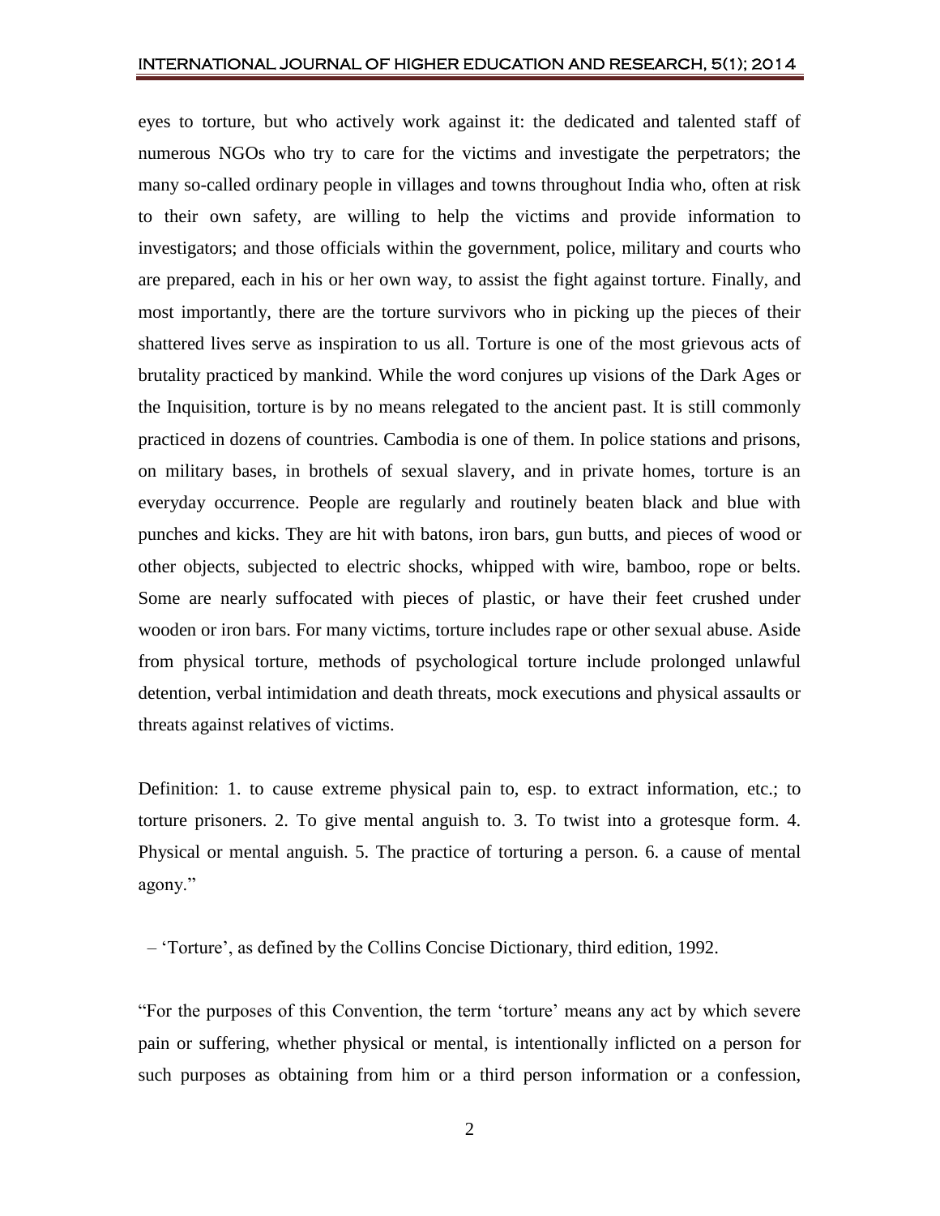eyes to torture, but who actively work against it: the dedicated and talented staff of numerous NGOs who try to care for the victims and investigate the perpetrators; the many so-called ordinary people in villages and towns throughout India who, often at risk to their own safety, are willing to help the victims and provide information to investigators; and those officials within the government, police, military and courts who are prepared, each in his or her own way, to assist the fight against torture. Finally, and most importantly, there are the torture survivors who in picking up the pieces of their shattered lives serve as inspiration to us all. Torture is one of the most grievous acts of brutality practiced by mankind. While the word conjures up visions of the Dark Ages or the Inquisition, torture is by no means relegated to the ancient past. It is still commonly practiced in dozens of countries. Cambodia is one of them. In police stations and prisons, on military bases, in brothels of sexual slavery, and in private homes, torture is an everyday occurrence. People are regularly and routinely beaten black and blue with punches and kicks. They are hit with batons, iron bars, gun butts, and pieces of wood or other objects, subjected to electric shocks, whipped with wire, bamboo, rope or belts. Some are nearly suffocated with pieces of plastic, or have their feet crushed under wooden or iron bars. For many victims, torture includes rape or other sexual abuse. Aside from physical torture, methods of psychological torture include prolonged unlawful detention, verbal intimidation and death threats, mock executions and physical assaults or threats against relatives of victims.

Definition: 1. to cause extreme physical pain to, esp. to extract information, etc.; to torture prisoners. 2. To give mental anguish to. 3. To twist into a grotesque form. 4. Physical or mental anguish. 5. The practice of torturing a person. 6. a cause of mental agony."

– 'Torture', as defined by the Collins Concise Dictionary, third edition, 1992.

"For the purposes of this Convention, the term 'torture' means any act by which severe pain or suffering, whether physical or mental, is intentionally inflicted on a person for such purposes as obtaining from him or a third person information or a confession,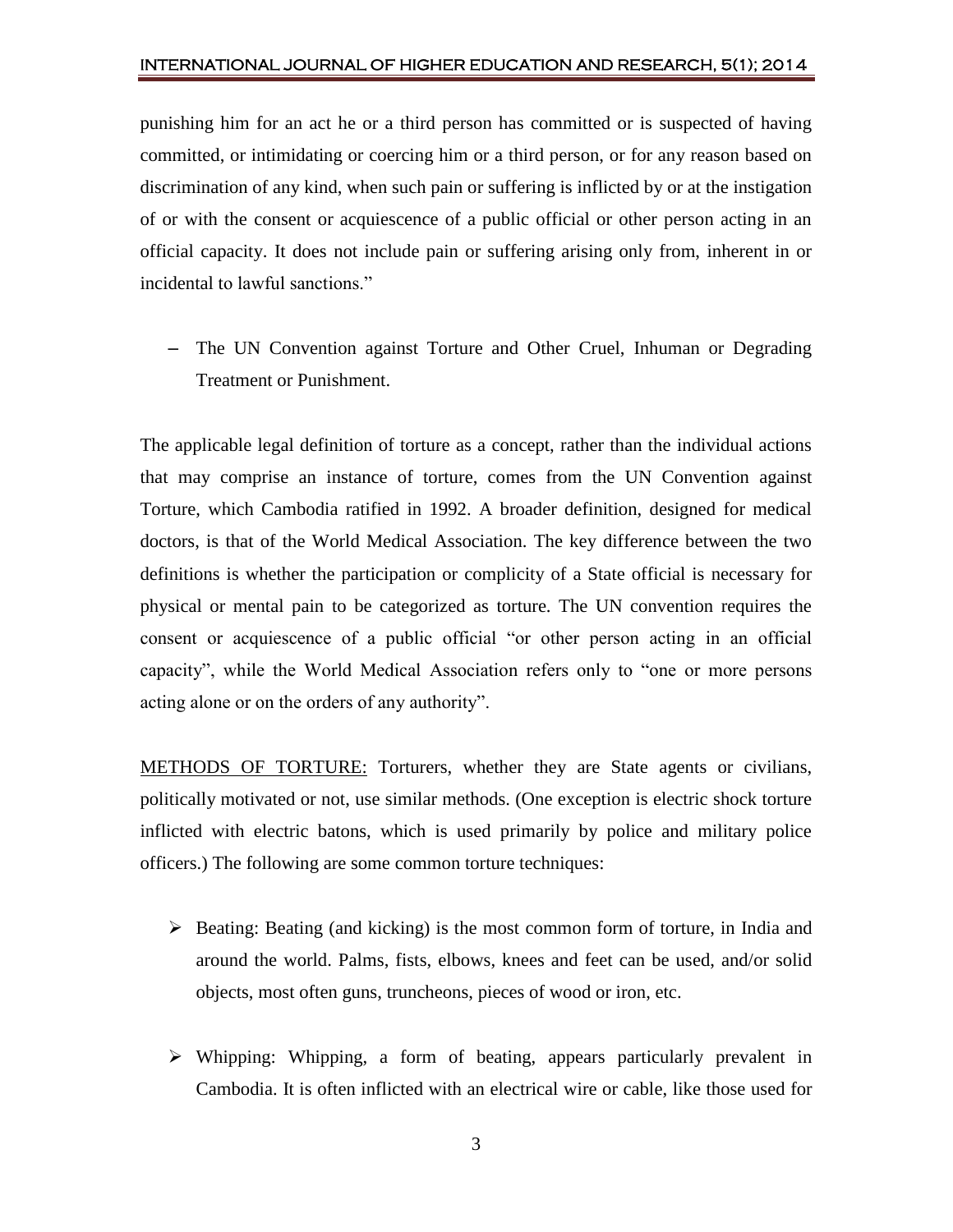punishing him for an act he or a third person has committed or is suspected of having committed, or intimidating or coercing him or a third person, or for any reason based on discrimination of any kind, when such pain or suffering is inflicted by or at the instigation of or with the consent or acquiescence of a public official or other person acting in an official capacity. It does not include pain or suffering arising only from, inherent in or incidental to lawful sanctions."

– The UN Convention against Torture and Other Cruel, Inhuman or Degrading Treatment or Punishment.

The applicable legal definition of torture as a concept, rather than the individual actions that may comprise an instance of torture, comes from the UN Convention against Torture, which Cambodia ratified in 1992. A broader definition, designed for medical doctors, is that of the World Medical Association. The key difference between the two definitions is whether the participation or complicity of a State official is necessary for physical or mental pain to be categorized as torture. The UN convention requires the consent or acquiescence of a public official "or other person acting in an official capacity", while the World Medical Association refers only to "one or more persons acting alone or on the orders of any authority".

<u>METHODS OF TORTURE:</u> Torturers, whether they are State agents or civilians, politically motivated or not, use similar methods. (One exception is electric shock torture inflicted with electric batons, which is used primarily by police and military police officers.) The following are some common torture techniques:

- Beating: Beating (and kicking) is the most common form of torture, in India and around the world. Palms, fists, elbows, knees and feet can be used, and/or solid objects, most often guns, truncheons, pieces of wood or iron, etc.

- Whipping: Whipping, a form of beating, appears particularly prevalent in Cambodia. It is often inflicted with an electrical wire or cable, like those used for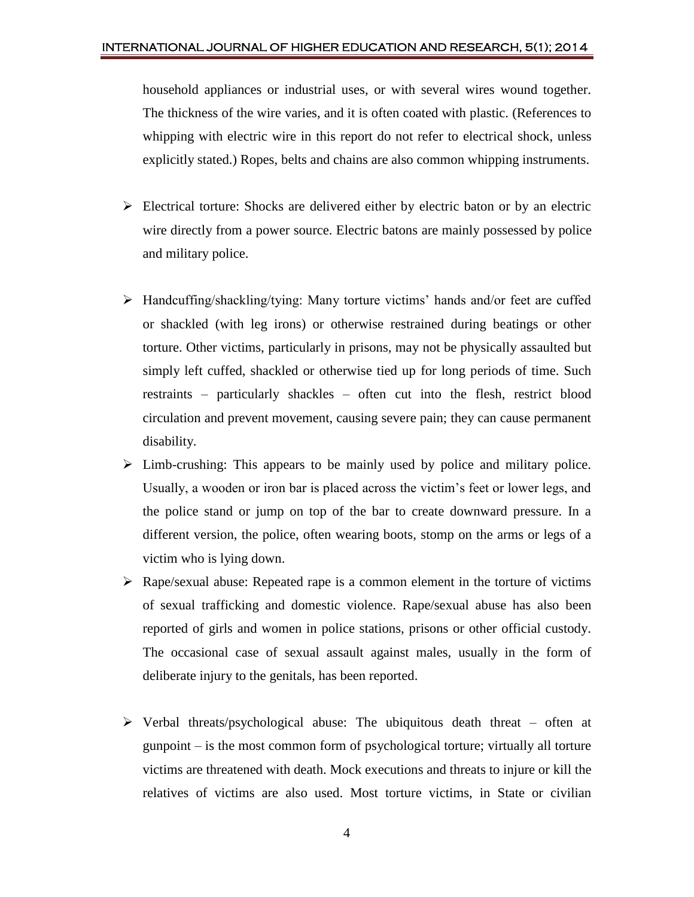household appliances or industrial uses, or with several wires wound together. The thickness of the wire varies, and it is often coated with plastic. (References to whipping with electric wire in this report do not refer to electrical shock, unless explicitly stated.) Ropes, belts and chains are also common whipping instruments.

- Electrical torture: Shocks are delivered either by electric baton or by an electric wire directly from a power source. Electric batons are mainly possessed by police and military police.

- Handcuffing/shackling/tying: Many torture victims' hands and/or feet are cuffed or shackled (with leg irons) or otherwise restrained during beatings or other torture. Other victims, particularly in prisons, may not be physically assaulted but simply left cuffed, shackled or otherwise tied up for long periods of time. Such restraints – particularly shackles – often cut into the flesh, restrict blood circulation and prevent movement, causing severe pain; they can cause permanent disability.
- Limb-crushing: This appears to be mainly used by police and military police. Usually, a wooden or iron bar is placed across the victim's feet or lower legs, and the police stand or jump on top of the bar to create downward pressure. In a different version, the police, often wearing boots, stomp on the arms or legs of a victim who is lying down.
- Rape/sexual abuse: Repeated rape is a common element in the torture of victims of sexual trafficking and domestic violence. Rape/sexual abuse has also been reported of girls and women in police stations, prisons or other official custody. The occasional case of sexual assault against males, usually in the form of deliberate injury to the genitals, has been reported.

- Verbal threats/psychological abuse: The ubiquitous death threat – often at gunpoint – is the most common form of psychological torture; virtually all torture victims are threatened with death. Mock executions and threats to injure or kill the relatives of victims are also used. Most torture victims, in State or civilian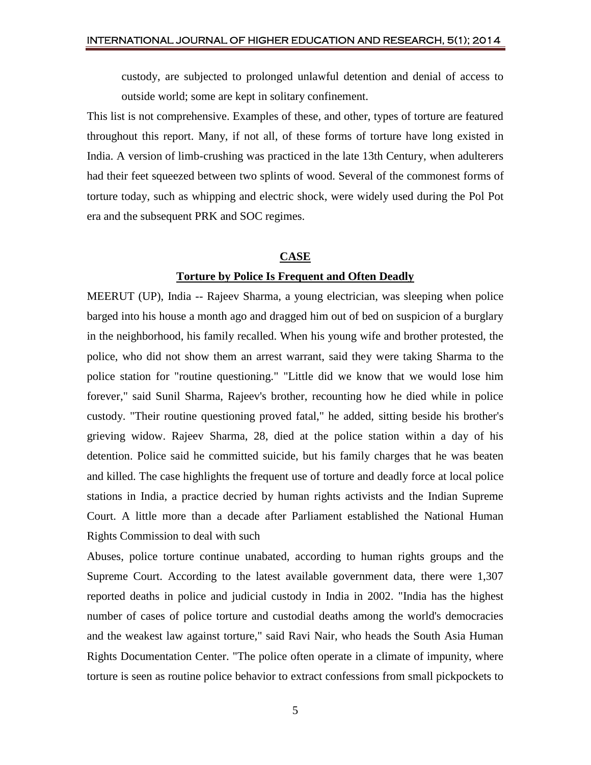custody, are subjected to prolonged unlawful detention and denial of access to outside world; some are kept in solitary confinement.

This list is not comprehensive. Examples of these, and other, types of torture are featured throughout this report. Many, if not all, of these forms of torture have long existed in India. A version of limb-crushing was practiced in the late 13th Century, when adulterers had their feet squeezed between two splints of wood. Several of the commonest forms of torture today, such as whipping and electric shock, were widely used during the Pol Pot era and the subsequent PRK and SOC regimes.

## CASE

### Torture by Police Is Frequent and Often Deadly

MEERUT (UP), India -- Rajeev Sharma, a young electrician, was sleeping when police barged into his house a month ago and dragged him out of bed on suspicion of a burglary in the neighborhood, his family recalled. When his young wife and brother protested, the police, who did not show them an arrest warrant, said they were taking Sharma to the police station for "routine questioning." "Little did we know that we would lose him forever," said Sunil Sharma, Rajeev's brother, recounting how he died while in police custody. "Their routine questioning proved fatal," he added, sitting beside his brother's grieving widow. Rajeev Sharma, 28, died at the police station within a day of his detention. Police said he committed suicide, but his family charges that he was beaten and killed. The case highlights the frequent use of torture and deadly force at local police stations in India, a practice decried by human rights activists and the Indian Supreme Court. A little more than a decade after Parliament established the National Human Rights Commission to deal with such

Abuses, police torture continue unabated, according to human rights groups and the Supreme Court. According to the latest available government data, there were 1,307 reported deaths in police and judicial custody in India in 2002. "India has the highest number of cases of police torture and custodial deaths among the world's democracies and the weakest law against torture," said Ravi Nair, who heads the South Asia Human Rights Documentation Center. "The police often operate in a climate of impunity, where torture is seen as routine police behavior to extract confessions from small pickpockets to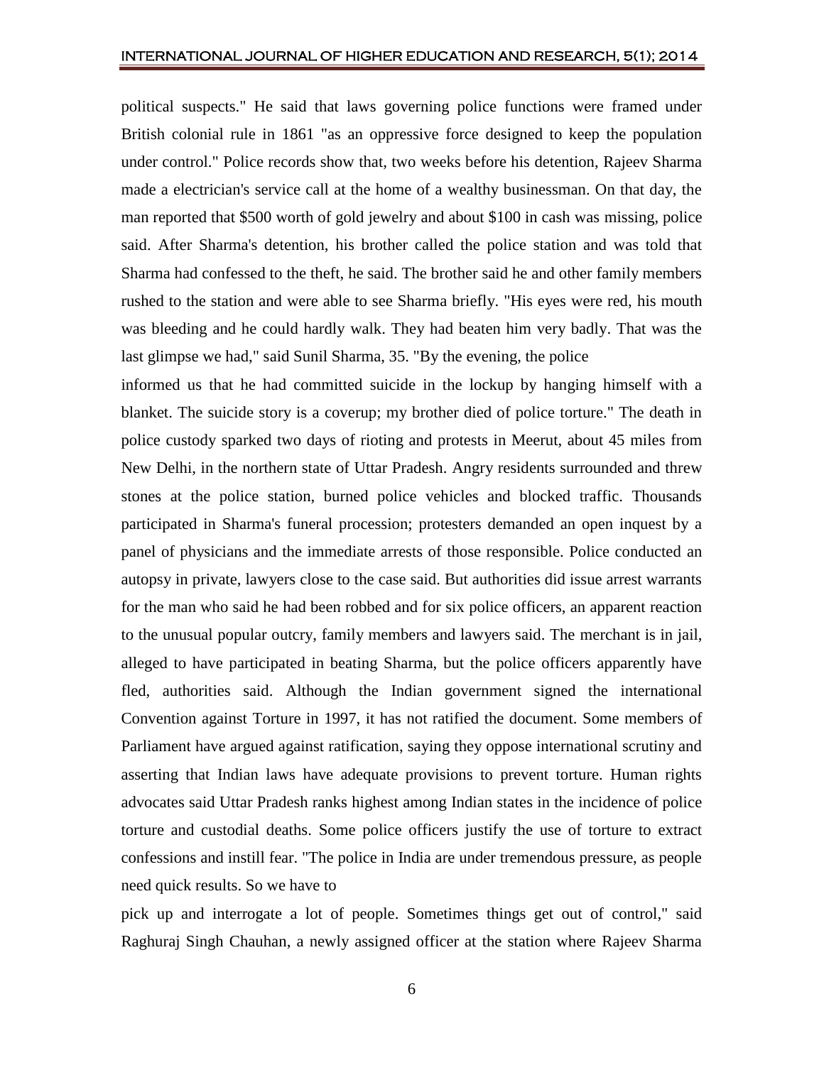political suspects." He said that laws governing police functions were framed under British colonial rule in 1861 "as an oppressive force designed to keep the population under control." Police records show that, two weeks before his detention, Rajeev Sharma made a electrician's service call at the home of a wealthy businessman. On that day, the man reported that $500 worth of gold jewelry and about $100 in cash was missing, police said. After Sharma's detention, his brother called the police station and was told that Sharma had confessed to the theft, he said. The brother said he and other family members rushed to the station and were able to see Sharma briefly. "His eyes were red, his mouth was bleeding and he could hardly walk. They had beaten him very badly. That was the last glimpse we had," said Sunil Sharma, 35. "By the evening, the police informed us that he had committed suicide in the lockup by hanging himself with a blanket. The suicide story is a coverup; my brother died of police torture." The death in police custody sparked two days of rioting and protests in Meerut, about 45 miles from New Delhi, in the northern state of Uttar Pradesh. Angry residents surrounded and threw stones at the police station, burned police vehicles and blocked traffic. Thousands participated in Sharma's funeral procession; protesters demanded an open inquest by a panel of physicians and the immediate arrests of those responsible. Police conducted an autopsy in private, lawyers close to the case said. But authorities did issue arrest warrants for the man who said he had been robbed and for six police officers, an apparent reaction to the unusual popular outcry, family members and lawyers said. The merchant is in jail, alleged to have participated in beating Sharma, but the police officers apparently have fled, authorities said. Although the Indian government signed the international Convention against Torture in 1997, it has not ratified the document. Some members of Parliament have argued against ratification, saying they oppose international scrutiny and asserting that Indian laws have adequate provisions to prevent torture. Human rights advocates said Uttar Pradesh ranks highest among Indian states in the incidence of police torture and custodial deaths. Some police officers justify the use of torture to extract confessions and instill fear. "The police in India are under tremendous pressure, as people need quick results. So we have to pick up and interrogate a lot of people. Sometimes things get out of control," said Raghuraj Singh Chauhan, a newly assigned officer at the station where Rajeev Sharma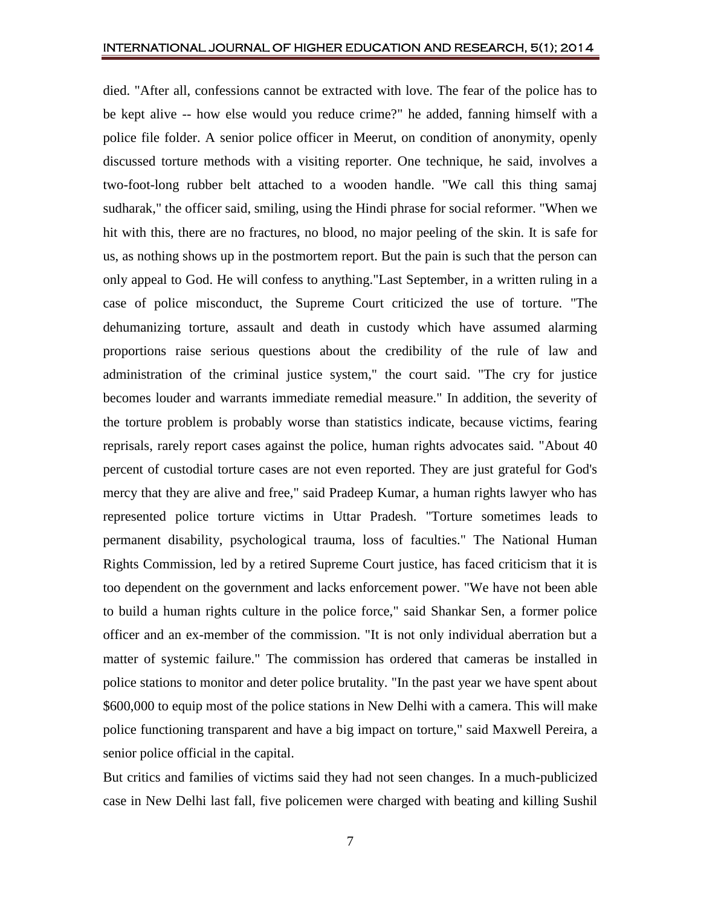died. "After all, confessions cannot be extracted with love. The fear of the police has to be kept alive -- how else would you reduce crime?" he added, fanning himself with a police file folder. A senior police officer in Meerut, on condition of anonymity, openly discussed torture methods with a visiting reporter. One technique, he said, involves a two-foot-long rubber belt attached to a wooden handle. "We call this thing samaj sudharak," the officer said, smiling, using the Hindi phrase for social reformer. "When we hit with this, there are no fractures, no blood, no major peeling of the skin. It is safe for us, as nothing shows up in the postmortem report. But the pain is such that the person can only appeal to God. He will confess to anything."Last September, in a written ruling in a case of police misconduct, the Supreme Court criticized the use of torture. "The dehumanizing torture, assault and death in custody which have assumed alarming proportions raise serious questions about the credibility of the rule of law and administration of the criminal justice system," the court said. "The cry for justice becomes louder and warrants immediate remedial measure." In addition, the severity of the torture problem is probably worse than statistics indicate, because victims, fearing reprisals, rarely report cases against the police, human rights advocates said. "About 40 percent of custodial torture cases are not even reported. They are just grateful for God's mercy that they are alive and free," said Pradeep Kumar, a human rights lawyer who has represented police torture victims in Uttar Pradesh. "Torture sometimes leads to permanent disability, psychological trauma, loss of faculties." The National Human Rights Commission, led by a retired Supreme Court justice, has faced criticism that it is too dependent on the government and lacks enforcement power. "We have not been able to build a human rights culture in the police force," said Shankar Sen, a former police officer and an ex-member of the commission. "It is not only individual aberration but a matter of systemic failure." The commission has ordered that cameras be installed in police stations to monitor and deter police brutality. "In the past year we have spent about $600,000 to equip most of the police stations in New Delhi with a camera. This will make police functioning transparent and have a big impact on torture," said Maxwell Pereira, a senior police official in the capital.

But critics and families of victims said they had not seen changes. In a much-publicized case in New Delhi last fall, five policemen were charged with beating and killing Sushil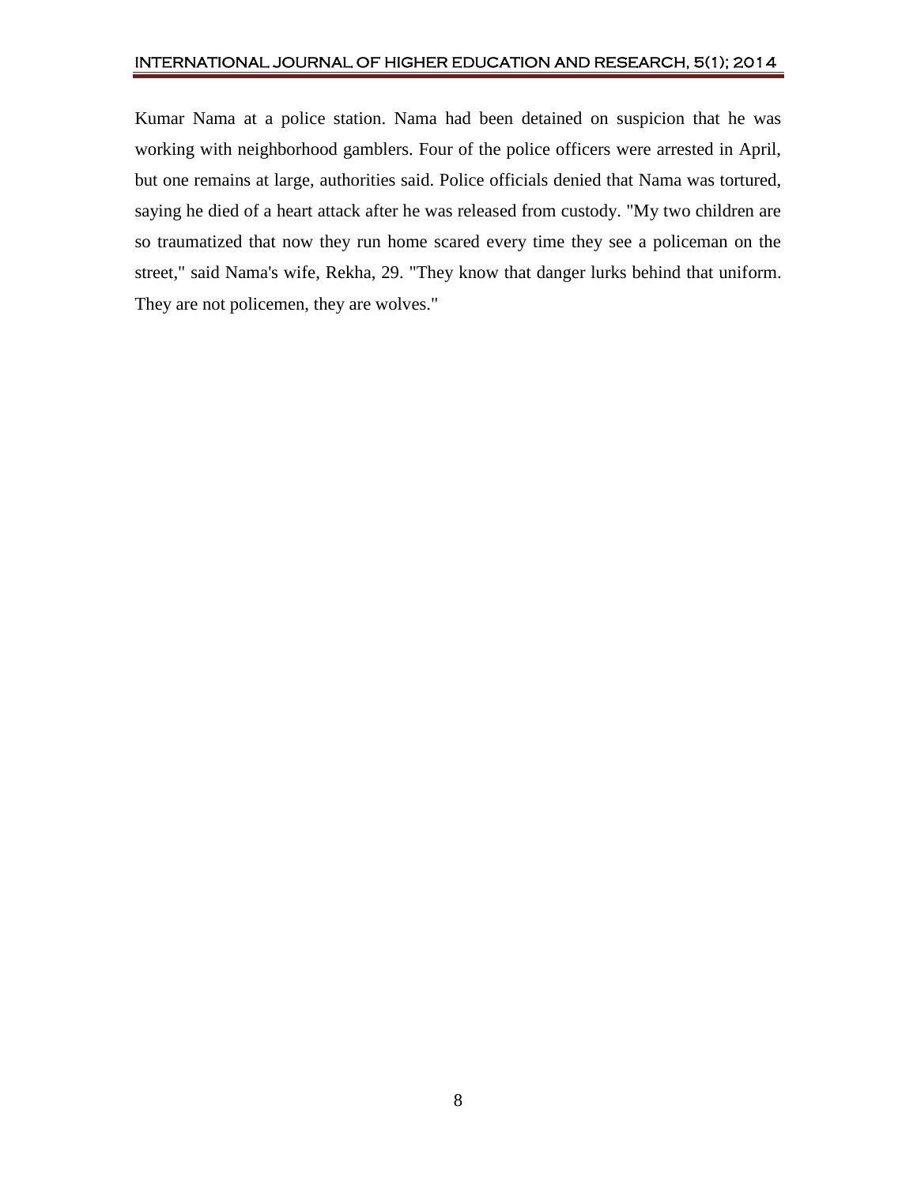Kumar Nama at a police station. Nama had been detained on suspicion that he was working with neighborhood gamblers. Four of the police officers were arrested in April, but one remains at large, authorities said. Police officials denied that Nama was tortured, saying he died of a heart attack after he was released from custody. "My two children are so traumatized that now they run home scared every time they see a policeman on the street," said Nama's wife, Rekha, 29. "They know that danger lurks behind that uniform. They are not policemen, they are wolves."